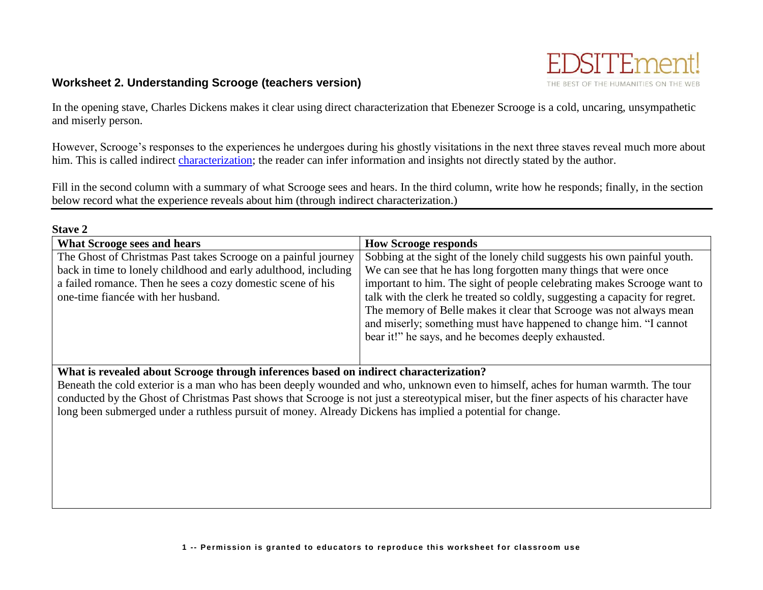## Worksheet 2. Understanding Scrooge (teachers version)

In the opening stave, Charles Dickens makes it clear using direct characterization that Ebenezer Scrooge is a cold, uncaring, unsympathetic and miserly person.

However, Scrooge's responses to the experiences he undergoes during his ghostly visitations in the next three staves reveal much more about him. This is called indirect characterization; the reader can infer information and insights not directly stated by the author.

Fill in the second column with a summary of what Scrooge sees and hears. In the third column, write how he responds; finally, in the section below record what the experience reveals about him (through indirect characterization.)

**Stave 2**

| What Scrooge sees and hears | How Scrooge responds |
|---|---|
| The Ghost of Christmas Past takes Scrooge on a painful journey back in time to lonely childhood and early adulthood, including a failed romance. Then he sees a cozy domestic scene of his one-time fiancée with her husband. | Sobbing at the sight of the lonely child suggests his own painful youth. We can see that he has long forgotten many things that were once important to him. The sight of people celebrating makes Scrooge want to talk with the clerk he treated so coldly, suggesting a capacity for regret. The memory of Belle makes it clear that Scrooge was not always mean and miserly; something must have happened to change him. "I cannot bear it!" he says, and he becomes deeply exhausted. |

**What is revealed about Scrooge through inferences based on indirect characterization?**

Beneath the cold exterior is a man who has been deeply wounded and who, unknown even to himself, aches for human warmth. The tour conducted by the Ghost of Christmas Past shows that Scrooge is not just a stereotypical miser, but the finer aspects of his character have long been submerged under a ruthless pursuit of money. Already Dickens has implied a potential for change.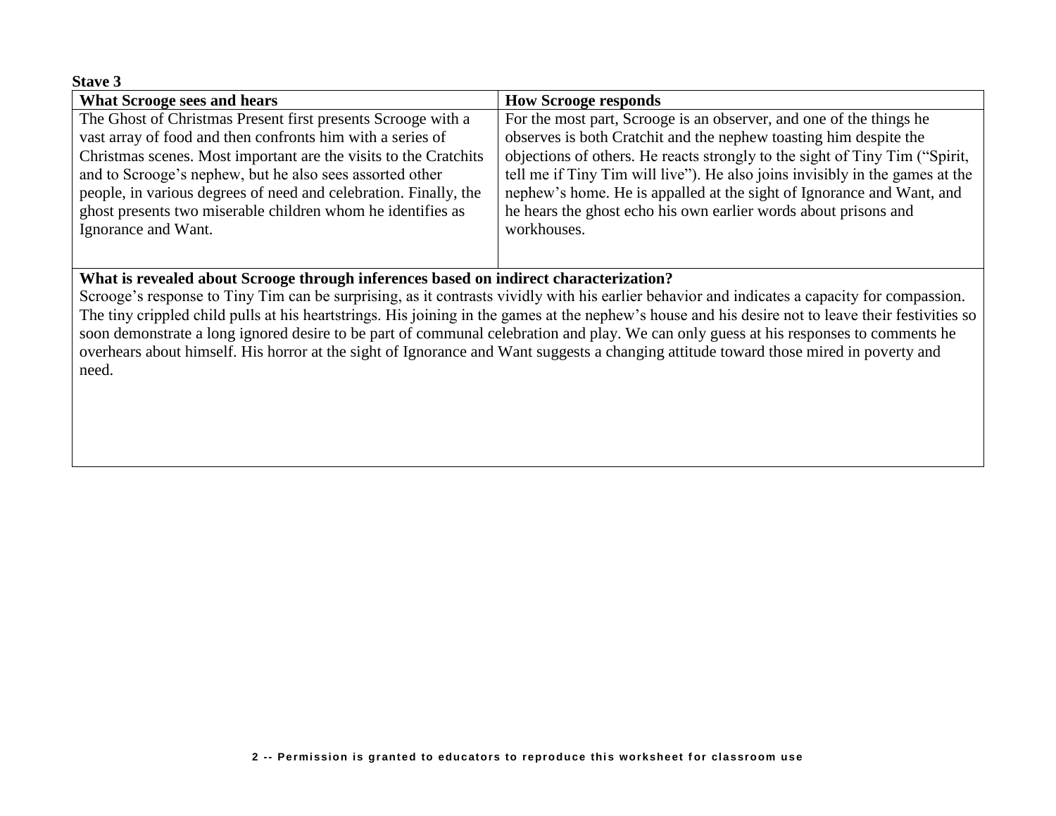**Stave 3**

| What Scrooge sees and hears | How Scrooge responds |
| --- | --- |
| The Ghost of Christmas Present first presents Scrooge with a vast array of food and then confronts him with a series of Christmas scenes. Most important are the visits to the Cratchits and to Scrooge's nephew, but he also sees assorted other people, in various degrees of need and celebration. Finally, the ghost presents two miserable children whom he identifies as Ignorance and Want. | For the most part, Scrooge is an observer, and one of the things he observes is both Cratchit and the nephew toasting him despite the objections of others. He reacts strongly to the sight of Tiny Tim ("Spirit, tell me if Tiny Tim will live"). He also joins invisibly in the games at the nephew's home. He is appalled at the sight of Ignorance and Want, and he hears the ghost echo his own earlier words about prisons and workhouses. |

**What is revealed about Scrooge through inferences based on indirect characterization?**

Scrooge's response to Tiny Tim can be surprising, as it contrasts vividly with his earlier behavior and indicates a capacity for compassion. The tiny crippled child pulls at his heartstrings. His joining in the games at the nephew's house and his desire not to leave their festivities so soon demonstrate a long ignored desire to be part of communal celebration and play. We can only guess at his responses to comments he overhears about himself. His horror at the sight of Ignorance and Want suggests a changing attitude toward those mired in poverty and need.

2 -- Permission is granted to educators to reproduce this worksheet for classroom use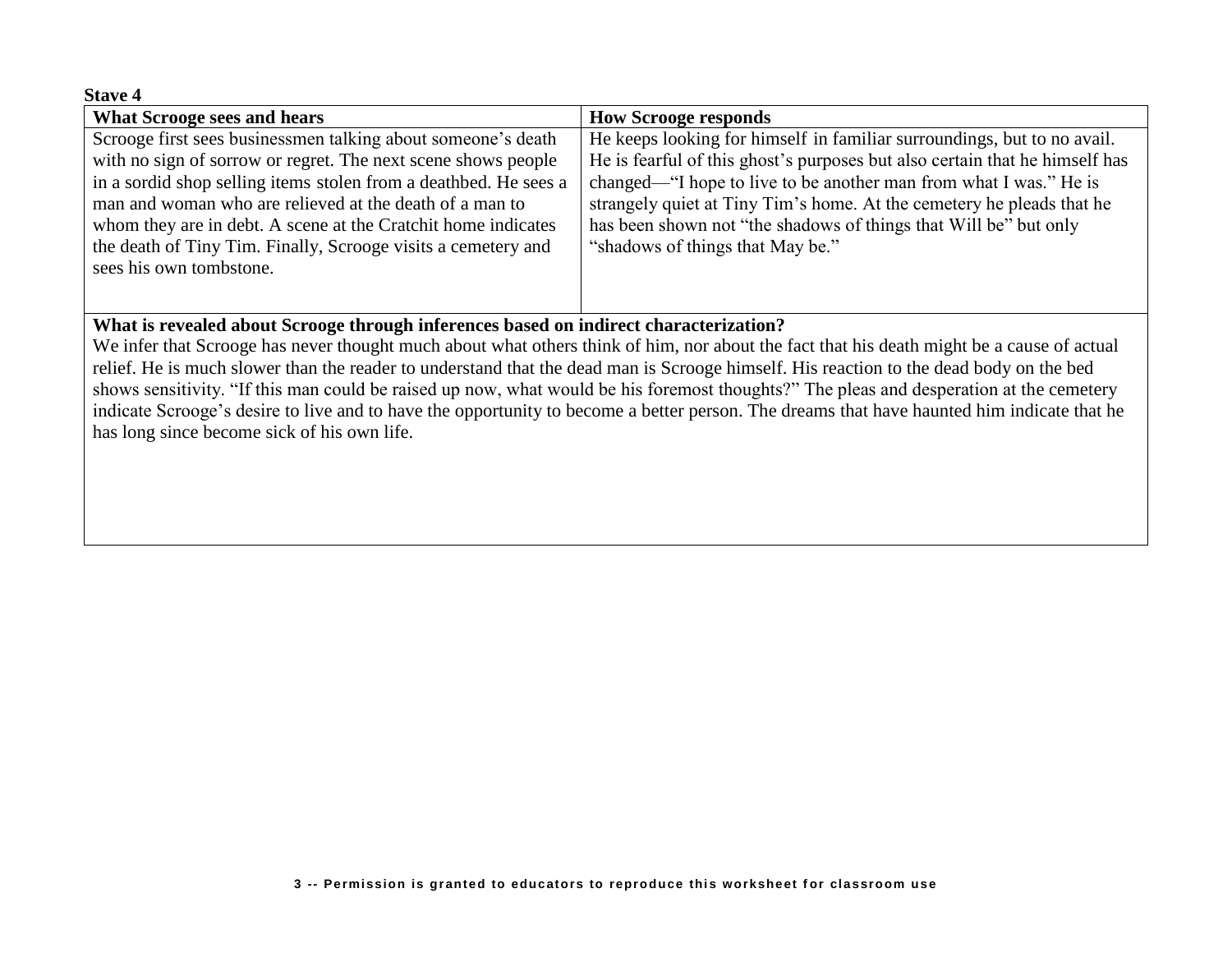**Stave 4**

| What Scrooge sees and hears | How Scrooge responds |
| --- | --- |
| Scrooge first sees businessmen talking about someone's death with no sign of sorrow or regret. The next scene shows people in a sordid shop selling items stolen from a deathbed. He sees a man and woman who are relieved at the death of a man to whom they are in debt. A scene at the Cratchit home indicates the death of Tiny Tim. Finally, Scrooge visits a cemetery and sees his own tombstone. | He keeps looking for himself in familiar surroundings, but to no avail. He is fearful of this ghost's purposes but also certain that he himself has changed—"I hope to live to be another man from what I was." He is strangely quiet at Tiny Tim's home. At the cemetery he pleads that he has been shown not "the shadows of things that Will be" but only "shadows of things that May be." |

**What is revealed about Scrooge through inferences based on indirect characterization?**

We infer that Scrooge has never thought much about what others think of him, nor about the fact that his death might be a cause of actual relief. He is much slower than the reader to understand that the dead man is Scrooge himself. His reaction to the dead body on the bed shows sensitivity. "If this man could be raised up now, what would be his foremost thoughts?" The pleas and desperation at the cemetery indicate Scrooge's desire to live and to have the opportunity to become a better person. The dreams that have haunted him indicate that he has long since become sick of his own life.

**3 -- Permission is granted to educators to reproduce this worksheet for classroom use**